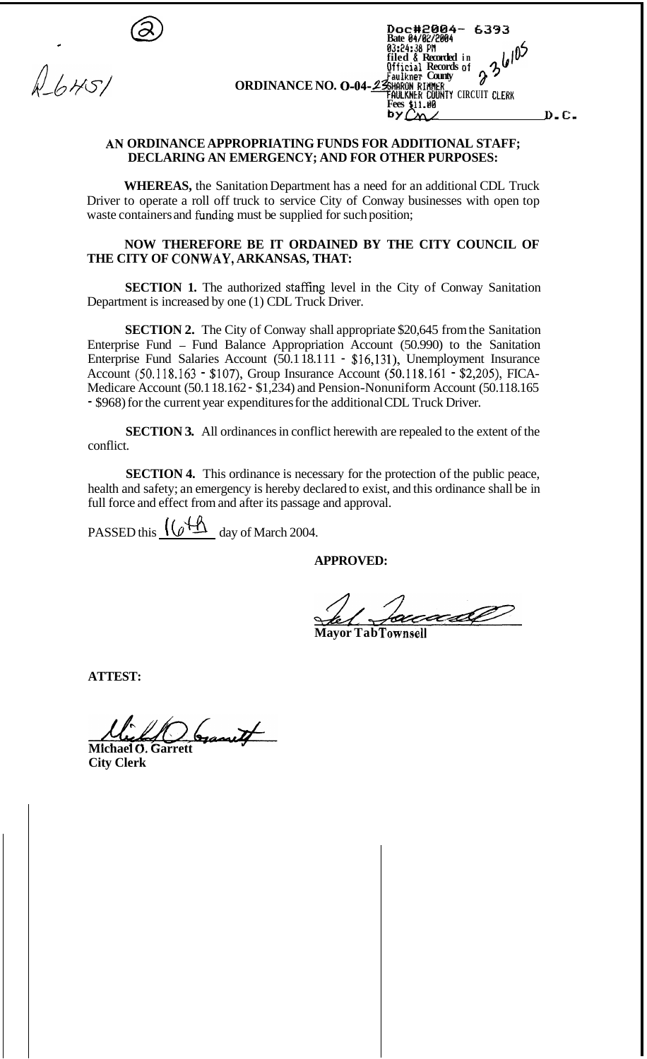②

R-6451

Doc#2004- 6393
Date 04/02/2004
03:24:38 PM
Filed & Recorded in
Official Records of
Faulkner County
SHARON RIMMER
FAULKNER COUNTY CIRCUIT CLERK
Fees $11.00
by Cn D.C.

236105

**ORDINANCE NO. O-04-23**

**AN ORDINANCE APPROPRIATING FUNDS FOR ADDITIONAL STAFF; DECLARING AN EMERGENCY; AND FOR OTHER PURPOSES:**

**WHEREAS,** the Sanitation Department has a need for an additional CDL Truck Driver to operate a roll off truck to service City of Conway businesses with open top waste containers and funding must be supplied for such position;

**NOW THEREFORE BE IT ORDAINED BY THE CITY COUNCIL OF THE CITY OF CONWAY, ARKANSAS, THAT:**

**SECTION 1.** The authorized staffing level in the City of Conway Sanitation Department is increased by one (1) CDL Truck Driver.

**SECTION 2.** The City of Conway shall appropriate $20,645 from the Sanitation Enterprise Fund – Fund Balance Appropriation Account (50.990) to the Sanitation Enterprise Fund Salaries Account (50.118.111 - $16,131), Unemployment Insurance Account (50.118.163 - $107), Group Insurance Account (50.118.161 - $2,205), FICA-Medicare Account (50.118.162 - $1,234) and Pension-Nonuniform Account (50.118.165 - $968) for the current year expenditures for the additional CDL Truck Driver.

**SECTION 3.** All ordinances in conflict herewith are repealed to the extent of the conflict.

**SECTION 4.** This ordinance is necessary for the protection of the public peace, health and safety; an emergency is hereby declared to exist, and this ordinance shall be in full force and effect from and after its passage and approval.

PASSED this 16th day of March 2004.

**APPROVED:**

**Mayor Tab Townsell**

**ATTEST:**

**Michael O. Garrett**
**City Clerk**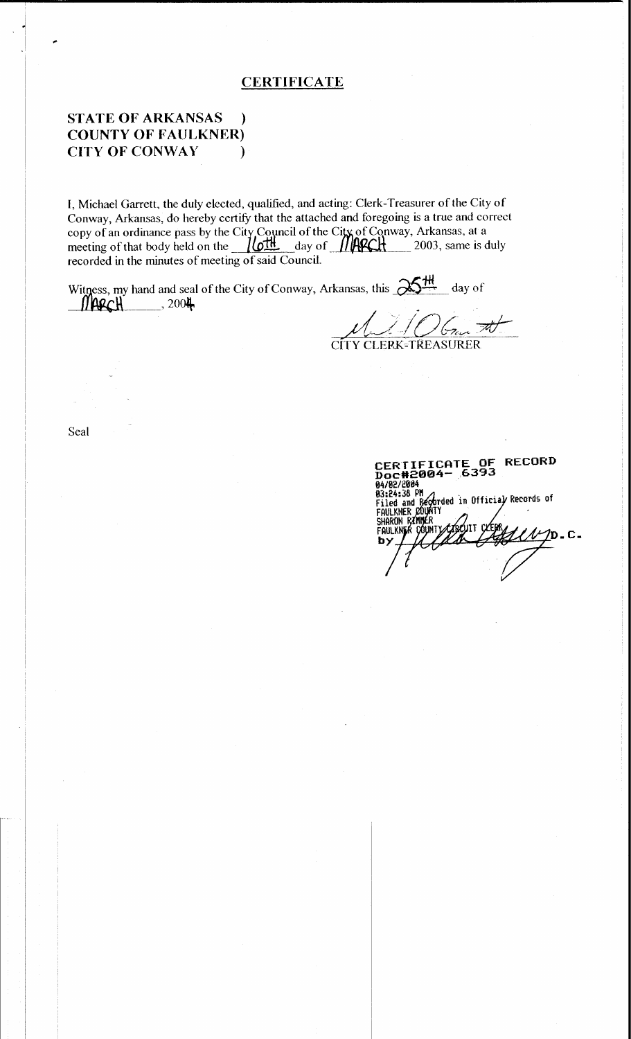## CERTIFICATE

**STATE OF ARKANSAS )**
**COUNTY OF FAULKNER)**
**CITY OF CONWAY )**

I, Michael Garrett, the duly elected, qualified, and acting: Clerk-Treasurer of the City of Conway, Arkansas, do hereby certify that the attached and foregoing is a true and correct copy of an ordinance pass by the City Council of the City of Conway, Arkansas, at a meeting of that body held on the 16TH day of MARCH 2003, same is duly recorded in the minutes of meeting of said Council.

Witness, my hand and seal of the City of Conway, Arkansas, this 25TH day of MARCH, 2004.

CITY CLERK-TREASURER

Seal

CERTIFICATE OF RECORD
Doc#2004- 6393
04/02/2004
03:24:38 PM
Filed and Recorded in Official Records of
FAULKNER COUNTY
SHARON RIMMER
FAULKNER COUNTY CIRCUIT CLERK
by D.C.